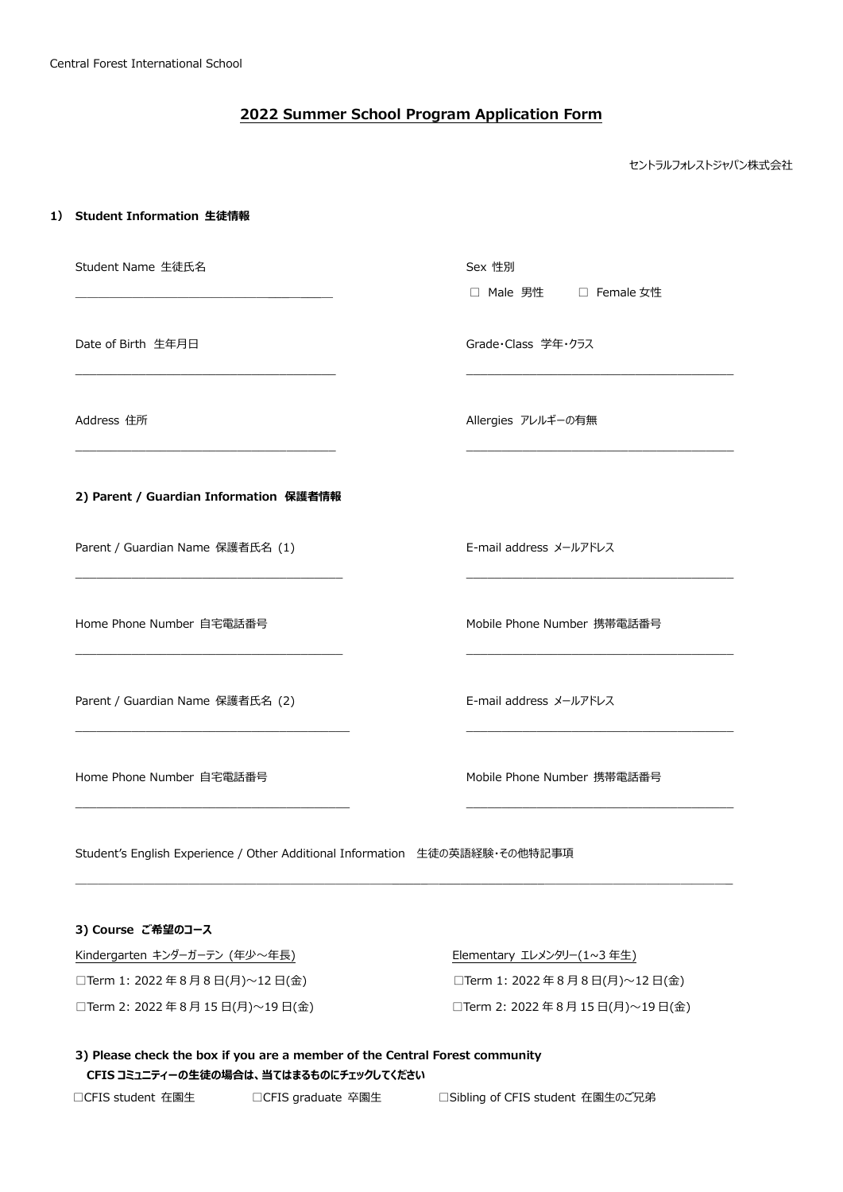Central Forest International School

# 2022 Summer School Program Application Form

セントラルフォレストジャパン株式会社

## 1） Student Information 生徒情報

Student Name 生徒氏名

\_\_\_\_\_\_\_\_\_\_\_\_\_\_\_\_\_\_\_\_\_\_\_\_\_\_\_\_\_\_\_\_\_\_\_\_\_\_

Sex 性別

□ Male 男性　　□ Female 女性

Date of Birth 生年月日

\_\_\_\_\_\_\_\_\_\_\_\_\_\_\_\_\_\_\_\_\_\_\_\_\_\_\_\_\_\_\_\_\_\_\_\_\_\_

Grade・Class 学年・クラス

\_\_\_\_\_\_\_\_\_\_\_\_\_\_\_\_\_\_\_\_\_\_\_\_\_\_\_\_\_\_\_\_\_\_\_\_\_\_

Address 住所

\_\_\_\_\_\_\_\_\_\_\_\_\_\_\_\_\_\_\_\_\_\_\_\_\_\_\_\_\_\_\_\_\_\_\_\_\_\_

Allergies アレルギーの有無

\_\_\_\_\_\_\_\_\_\_\_\_\_\_\_\_\_\_\_\_\_\_\_\_\_\_\_\_\_\_\_\_\_\_\_\_\_\_

## 2) Parent / Guardian Information 保護者情報

Parent / Guardian Name 保護者氏名 (1)

\_\_\_\_\_\_\_\_\_\_\_\_\_\_\_\_\_\_\_\_\_\_\_\_\_\_\_\_\_\_\_\_\_\_\_\_\_\_

E-mail address メールアドレス

\_\_\_\_\_\_\_\_\_\_\_\_\_\_\_\_\_\_\_\_\_\_\_\_\_\_\_\_\_\_\_\_\_\_\_\_\_\_

Home Phone Number 自宅電話番号

\_\_\_\_\_\_\_\_\_\_\_\_\_\_\_\_\_\_\_\_\_\_\_\_\_\_\_\_\_\_\_\_\_\_\_\_\_\_

Mobile Phone Number 携帯電話番号

\_\_\_\_\_\_\_\_\_\_\_\_\_\_\_\_\_\_\_\_\_\_\_\_\_\_\_\_\_\_\_\_\_\_\_\_\_\_

Parent / Guardian Name 保護者氏名 (2)

\_\_\_\_\_\_\_\_\_\_\_\_\_\_\_\_\_\_\_\_\_\_\_\_\_\_\_\_\_\_\_\_\_\_\_\_\_\_

E-mail address メールアドレス

\_\_\_\_\_\_\_\_\_\_\_\_\_\_\_\_\_\_\_\_\_\_\_\_\_\_\_\_\_\_\_\_\_\_\_\_\_\_

Home Phone Number 自宅電話番号

\_\_\_\_\_\_\_\_\_\_\_\_\_\_\_\_\_\_\_\_\_\_\_\_\_\_\_\_\_\_\_\_\_\_\_\_\_\_

Mobile Phone Number 携帯電話番号

\_\_\_\_\_\_\_\_\_\_\_\_\_\_\_\_\_\_\_\_\_\_\_\_\_\_\_\_\_\_\_\_\_\_\_\_\_\_

Student's English Experience / Other Additional Information　生徒の英語経験・その他特記事項

\_\_\_\_\_\_\_\_\_\_\_\_\_\_\_\_\_\_\_\_\_\_\_\_\_\_\_\_\_\_\_\_\_\_\_\_\_\_\_\_\_\_\_\_\_\_\_\_\_\_\_\_\_\_\_\_\_\_\_\_\_\_\_\_\_\_\_\_\_\_\_\_\_\_\_\_\_\_

## 3) Course ご希望のコース

Kindergarten キンダーガーテン (年少～年長)

□Term 1: 2022 年 8 月 8 日(月)～12 日(金)

□Term 2: 2022 年 8 月 15 日(月)～19 日(金)

Elementary エレメンタリー(1~3 年生)

□Term 1: 2022 年 8 月 8 日(月)～12 日(金)

□Term 2: 2022 年 8 月 15 日(月)～19 日(金)

## 3) Please check the box if you are a member of the Central Forest community

**CFIS コミュニティーの生徒の場合は、当てはまるものにチェックしてください**

□CFIS student 在園生　　□CFIS graduate 卒園生　　□Sibling of CFIS student 在園生のご兄弟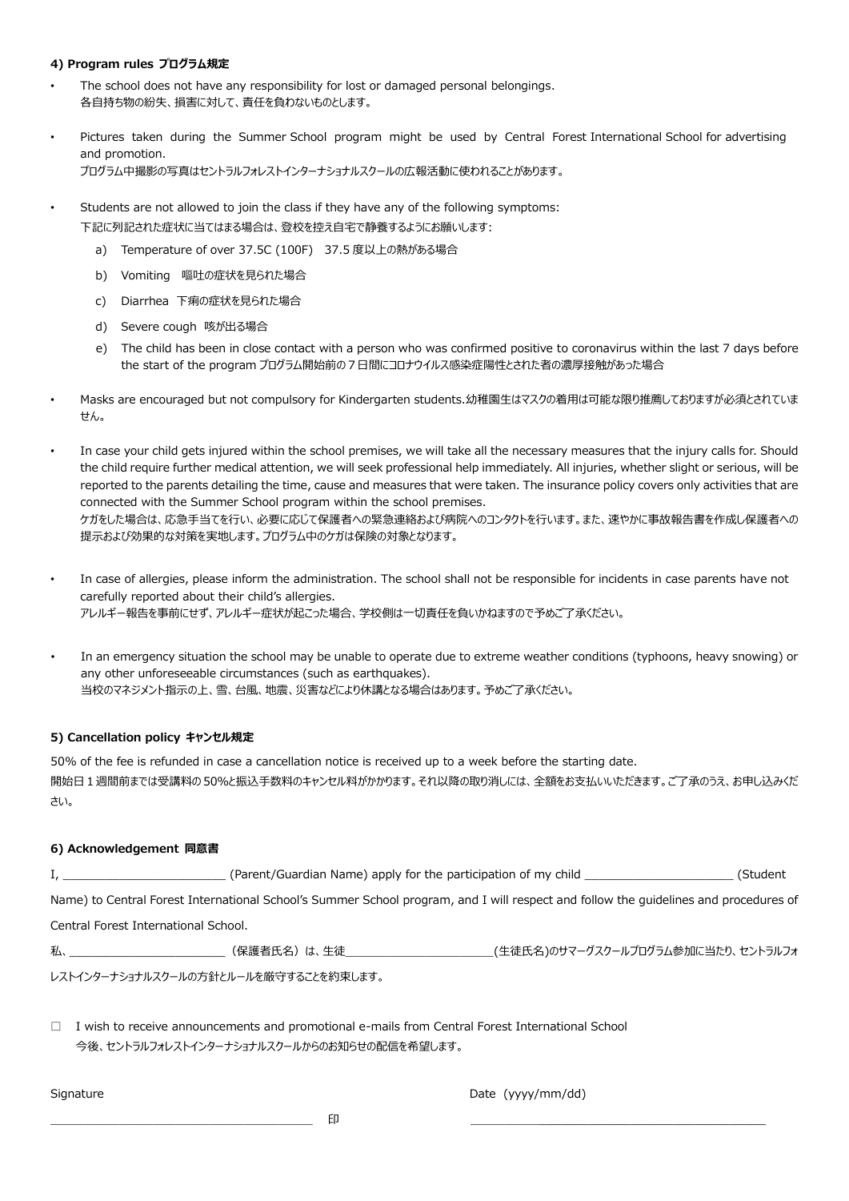#### 4) Program rules プログラム規定

- The school does not have any responsibility for lost or damaged personal belongings.
  各自持ち物の紛失、損害に対して、責任を負わないものとします。

- Pictures taken during the Summer School program might be used by Central Forest International School for advertising and promotion.
  プログラム中撮影の写真はセントラルフォレストインターナショナルスクールの広報活動に使われることがあります。

- Students are not allowed to join the class if they have any of the following symptoms:
  下記に列記された症状に当てはまる場合は、登校を控え自宅で静養するようにお願いします:
    a) Temperature of over 37.5C (100F)　37.5 度以上の熱がある場合
    b) Vomiting　嘔吐の症状を見られた場合
    c) Diarrhea　下痢の症状を見られた場合
    d) Severe cough　咳が出る場合
    e) The child has been in close contact with a person who was confirmed positive to coronavirus within the last 7 days before the start of the program プログラム開始前の７日間にコロナウイルス感染症陽性とされた者の濃厚接触があった場合

- Masks are encouraged but not compulsory for Kindergarten students.幼稚園生はマスクの着用は可能な限り推薦しておりますが必須とされていません。

- In case your child gets injured within the school premises, we will take all the necessary measures that the injury calls for. Should the child require further medical attention, we will seek professional help immediately. All injuries, whether slight or serious, will be reported to the parents detailing the time, cause and measures that were taken. The insurance policy covers only activities that are connected with the Summer School program within the school premises.
  ケガをした場合は、応急手当てを行い、必要に応じて保護者への緊急連絡および病院へのコンタクトを行います。また、速やかに事故報告書を作成し保護者への提示および効果的な対策を実施します。プログラム中のケガは保険の対象となります。

- In case of allergies, please inform the administration. The school shall not be responsible for incidents in case parents have not carefully reported about their child's allergies.
  アレルギー報告を事前にせず、アレルギー症状が起こった場合、学校側は一切責任を負いかねますので予めご了承ください。

- In an emergency situation the school may be unable to operate due to extreme weather conditions (typhoons, heavy snowing) or any other unforeseeable circumstances (such as earthquakes).
  当校のマネジメント指示の上、雪、台風、地震、災害などにより休講となる場合はあります。予めご了承ください。

#### 5) Cancellation policy キャンセル規定

50% of the fee is refunded in case a cancellation notice is received up to a week before the starting date.
開始日１週間前までは受講料の 50%と振込手数料のキャンセル料がかかります。それ以降の取り消しには、全額をお支払いいただきます。ご了承のうえ、お申し込みください。

#### 6) Acknowledgement 同意書

I, ________________________ (Parent/Guardian Name) apply for the participation of my child ______________________ (Student Name) to Central Forest International School's Summer School program, and I will respect and follow the guidelines and procedures of Central Forest International School.

私、________________________（保護者氏名）は、生徒______________________(生徒氏名)のサマーグスクールプログラム参加に当たり、セントラルフォレストインターナショナルスクールの方針とルールを厳守することを約束します。

□ I wish to receive announcements and promotional e-mails from Central Forest International School
今後、セントラルフォレストインターナショナルスクールからのお知らせの配信を希望します。

Signature

________________________________________ 印

Date (yyyy/mm/dd)

________________________________________